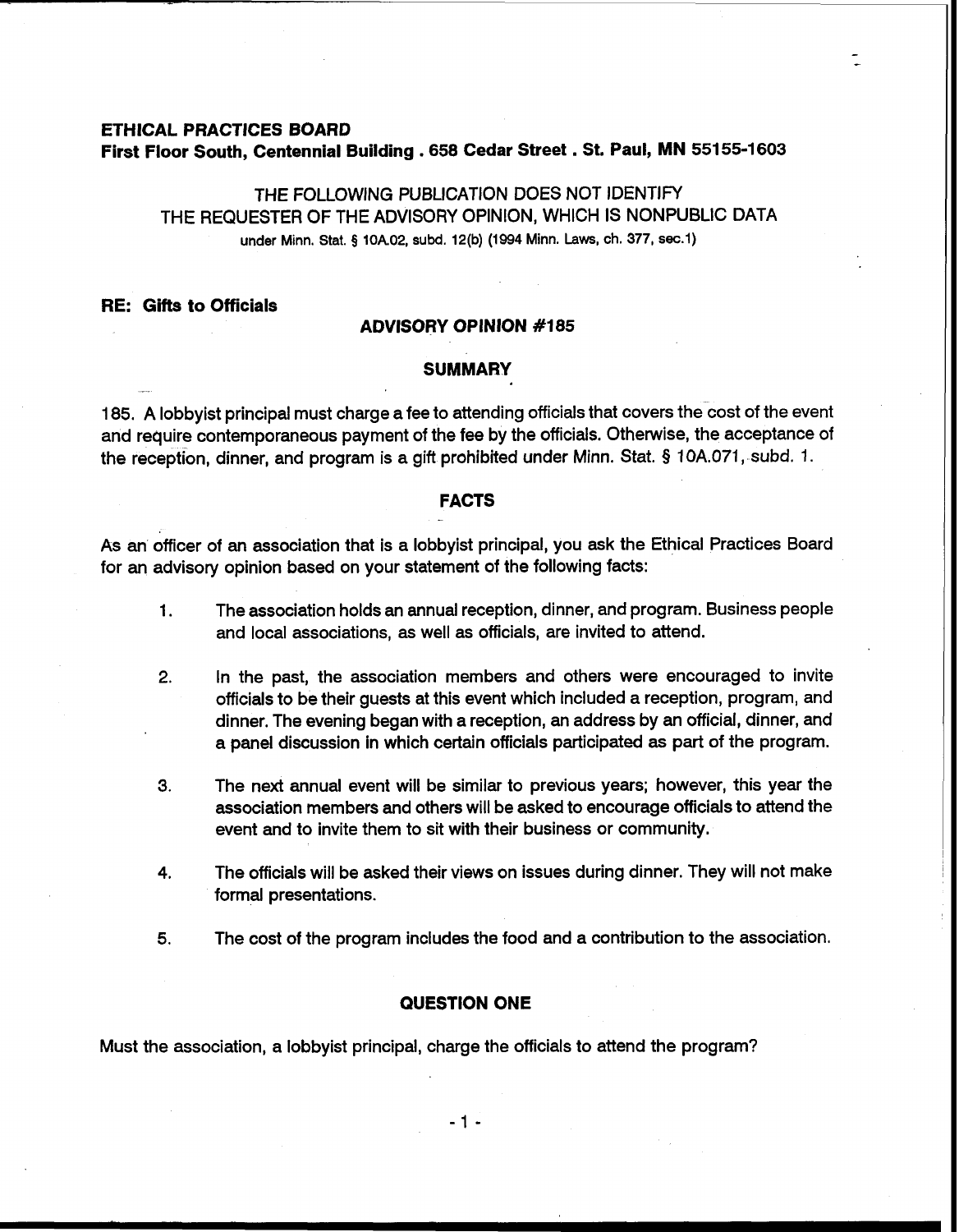**ETHICAL PRACTICES BOARD**
**First Floor South, Centennial Building . 658 Cedar Street . St. Paul, MN 55155-1603**

THE FOLLOWING PUBLICATION DOES NOT IDENTIFY
THE REQUESTER OF THE ADVISORY OPINION, WHICH IS NONPUBLIC DATA
under Minn. Stat. § 10A.02, subd. 12(b) (1994 Minn. Laws, ch. 377, sec.1)

**RE: Gifts to Officials**

## ADVISORY OPINION #185

### SUMMARY

185. A lobbyist principal must charge a fee to attending officials that covers the cost of the event and require contemporaneous payment of the fee by the officials. Otherwise, the acceptance of the reception, dinner, and program is a gift prohibited under Minn. Stat. § 10A.071, subd. 1.

### FACTS

As an officer of an association that is a lobbyist principal, you ask the Ethical Practices Board for an advisory opinion based on your statement of the following facts:

1. The association holds an annual reception, dinner, and program. Business people and local associations, as well as officials, are invited to attend.

2. In the past, the association members and others were encouraged to invite officials to be their guests at this event which included a reception, program, and dinner. The evening began with a reception, an address by an official, dinner, and a panel discussion in which certain officials participated as part of the program.

3. The next annual event will be similar to previous years; however, this year the association members and others will be asked to encourage officials to attend the event and to invite them to sit with their business or community.

4. The officials will be asked their views on issues during dinner. They will not make formal presentations.

5. The cost of the program includes the food and a contribution to the association.

### QUESTION ONE

Must the association, a lobbyist principal, charge the officials to attend the program?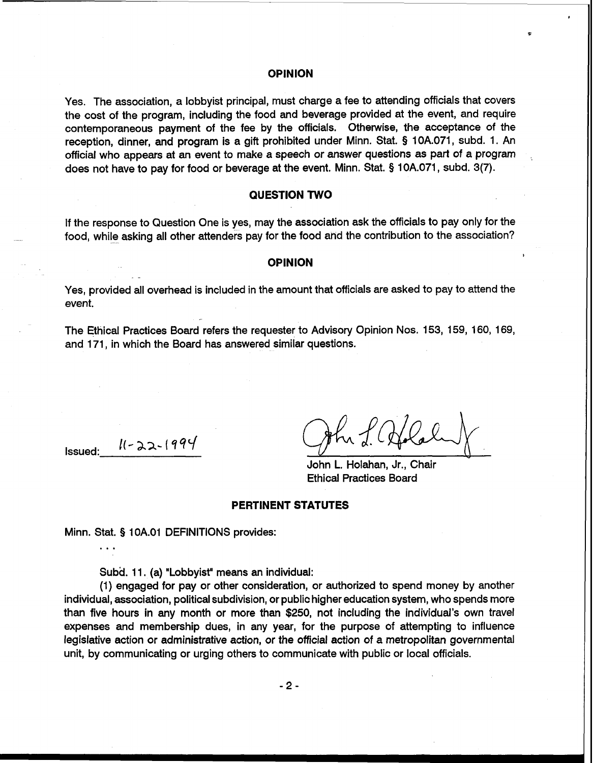## OPINION

Yes. The association, a lobbyist principal, must charge a fee to attending officials that covers the cost of the program, including the food and beverage provided at the event, and require contemporaneous payment of the fee by the officials. Otherwise, the acceptance of the reception, dinner, and program is a gift prohibited under Minn. Stat. § 10A.071, subd. 1. An official who appears at an event to make a speech or answer questions as part of a program does not have to pay for food or beverage at the event. Minn. Stat. § 10A.071, subd. 3(7).

## QUESTION TWO

If the response to Question One is yes, may the association ask the officials to pay only for the food, while asking all other attenders pay for the food and the contribution to the association?

## OPINION

Yes, provided all overhead is included in the amount that officials are asked to pay to attend the event.

The Ethical Practices Board refers the requester to Advisory Opinion Nos. 153, 159, 160, 169, and 171, in which the Board has answered similar questions.

Issued: 11-22-1994

John L. Holahan, Jr., Chair
Ethical Practices Board

## PERTINENT STATUTES

Minn. Stat. § 10A.01 DEFINITIONS provides:

. . .

Subd. 11. (a) "Lobbyist" means an individual:

(1) engaged for pay or other consideration, or authorized to spend money by another individual, association, political subdivision, or public higher education system, who spends more than five hours in any month or more than $250, not including the individual's own travel expenses and membership dues, in any year, for the purpose of attempting to influence legislative action or administrative action, or the official action of a metropolitan governmental unit, by communicating or urging others to communicate with public or local officials.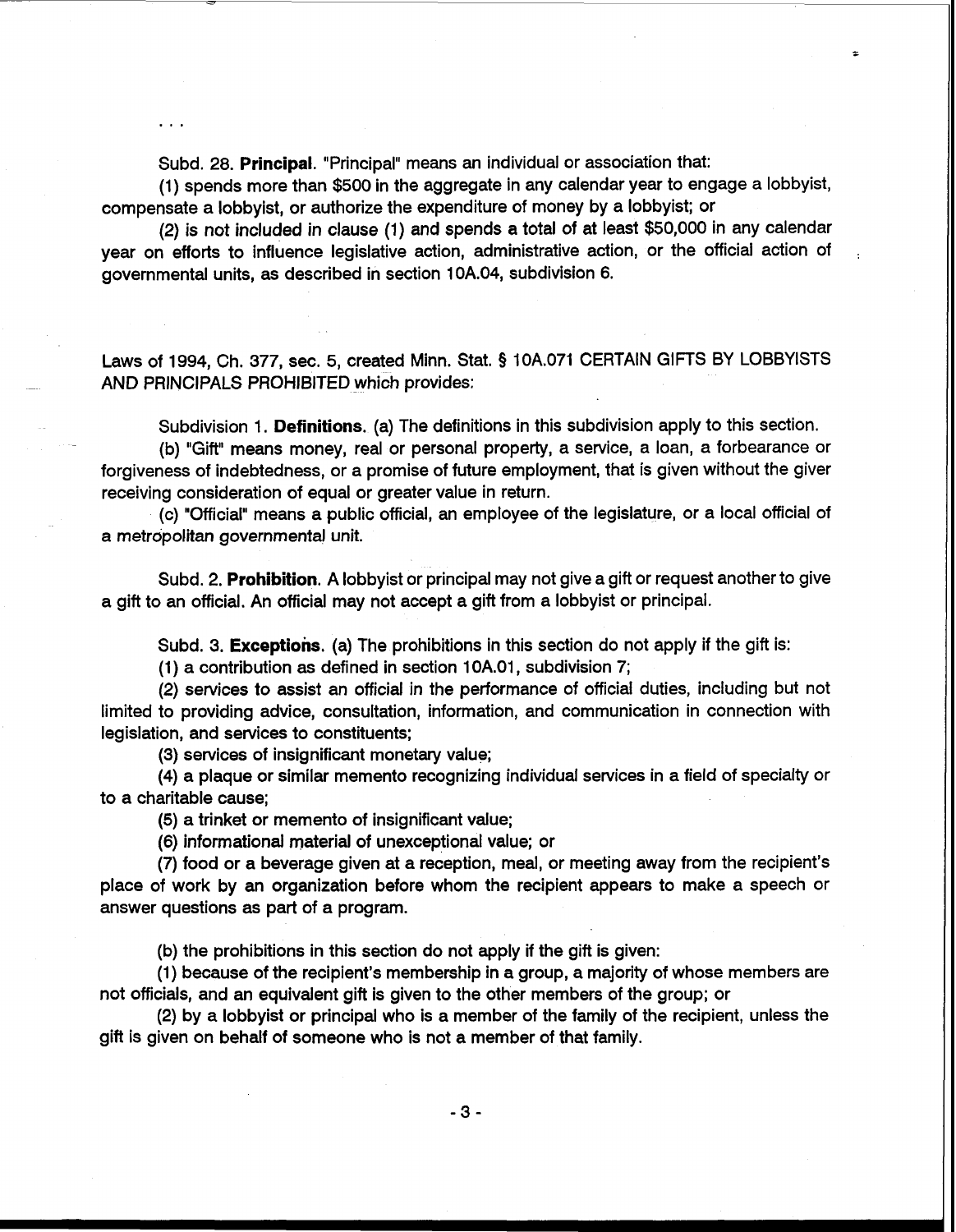. . .

Subd. 28. **Principal**. "Principal" means an individual or association that:

(1) spends more than $500 in the aggregate in any calendar year to engage a lobbyist, compensate a lobbyist, or authorize the expenditure of money by a lobbyist; or

(2) is not included in clause (1) and spends a total of at least $50,000 in any calendar year on efforts to influence legislative action, administrative action, or the official action of governmental units, as described in section 10A.04, subdivision 6.

Laws of 1994, Ch. 377, sec. 5, created Minn. Stat. § 10A.071 CERTAIN GIFTS BY LOBBYISTS AND PRINCIPALS PROHIBITED which provides:

Subdivision 1. **Definitions**. (a) The definitions in this subdivision apply to this section.

(b) "Gift" means money, real or personal property, a service, a loan, a forbearance or forgiveness of indebtedness, or a promise of future employment, that is given without the giver receiving consideration of equal or greater value in return.

(c) "Official" means a public official, an employee of the legislature, or a local official of a metropolitan governmental unit.

Subd. 2. **Prohibition**. A lobbyist or principal may not give a gift or request another to give a gift to an official. An official may not accept a gift from a lobbyist or principal.

Subd. 3. **Exceptions**. (a) The prohibitions in this section do not apply if the gift is:

(1) a contribution as defined in section 10A.01, subdivision 7;

(2) services to assist an official in the performance of official duties, including but not limited to providing advice, consultation, information, and communication in connection with legislation, and services to constituents;

(3) services of insignificant monetary value;

(4) a plaque or similar memento recognizing individual services in a field of specialty or to a charitable cause;

(5) a trinket or memento of insignificant value;

(6) informational material of unexceptional value; or

(7) food or a beverage given at a reception, meal, or meeting away from the recipient's place of work by an organization before whom the recipient appears to make a speech or answer questions as part of a program.

(b) the prohibitions in this section do not apply if the gift is given:

(1) because of the recipient's membership in a group, a majority of whose members are not officials, and an equivalent gift is given to the other members of the group; or

(2) by a lobbyist or principal who is a member of the family of the recipient, unless the gift is given on behalf of someone who is not a member of that family.